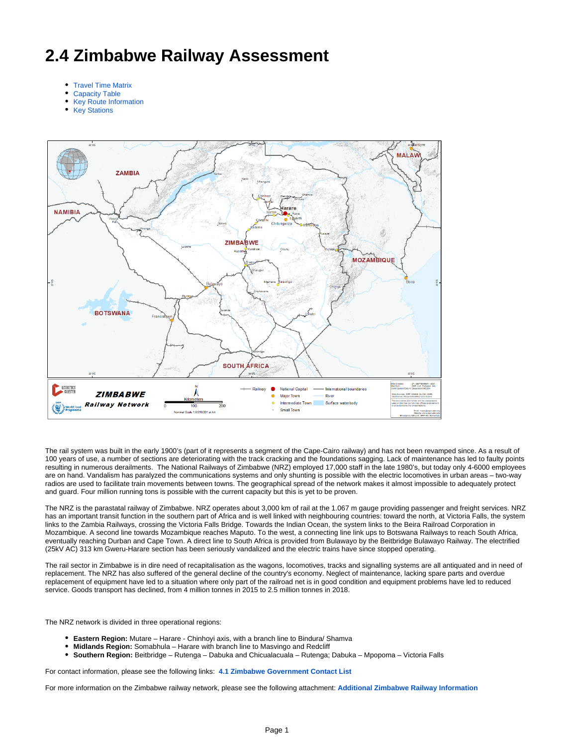# 2.4 Zimbabwe Railway Assessment

- Travel Time Matrix
- Capacity Table
- Key Route Information
- Key Stations

The rail system was built in the early 1900's (part of it represents a segment of the Cape-Cairo railway) and has not been revamped since. As a result of 100 years of use, a number of sections are deteriorating with the track cracking and the foundations sagging. Lack of maintenance has led to faulty points resulting in numerous derailments. The National Railways of Zimbabwe (NRZ) employed 17,000 staff in the late 1980's, but today only 4-6000 employees are on hand. Vandalism has paralyzed the communications systems and only shunting is possible with the electric locomotives in urban areas – two-way radios are used to facilitate train movements between towns. The geographical spread of the network makes it almost impossible to adequately protect and guard. Four million running tons is possible with the current capacity but this is yet to be proven.

The NRZ is the parastatal railway of Zimbabwe. NRZ operates about 3,000 km of rail at the 1.067 m gauge providing passenger and freight services. NRZ has an important transit function in the southern part of Africa and is well linked with neighbouring countries: toward the north, at Victoria Falls, the system links to the Zambia Railways, crossing the Victoria Falls Bridge. Towards the Indian Ocean, the system links to the Beira Railroad Corporation in Mozambique. A second line towards Mozambique reaches Maputo. To the west, a connecting line link ups to Botswana Railways to reach South Africa, eventually reaching Durban and Cape Town. A direct line to South Africa is provided from Bulawayo by the Beitbridge Bulawayo Railway. The electrified (25kV AC) 313 km Gweru-Harare section has been seriously vandalized and the electric trains have since stopped operating.

The rail sector in Zimbabwe is in dire need of recapitalisation as the wagons, locomotives, tracks and signalling systems are all antiquated and in need of replacement. The NRZ has also suffered of the general decline of the country's economy. Neglect of maintenance, lacking spare parts and overdue replacement of equipment have led to a situation where only part of the railroad net is in good condition and equipment problems have led to reduced service. Goods transport has declined, from 4 million tonnes in 2015 to 2.5 million tonnes in 2018.

The NRZ network is divided in three operational regions:

- **Eastern Region:** Mutare – Harare - Chinhoyi axis, with a branch line to Bindura/ Shamva
- **Midlands Region:** Somabhula – Harare with branch line to Masvingo and Redcliff
- **Southern Region:** Beitbridge – Rutenga – Dabuka and Chicualacuala – Rutenga; Dabuka – Mpopoma – Victoria Falls

For contact information, please see the following links: **4.1 Zimbabwe Government Contact List**

For more information on the Zimbabwe railway network, please see the following attachment: **Additional Zimbabwe Railway Information**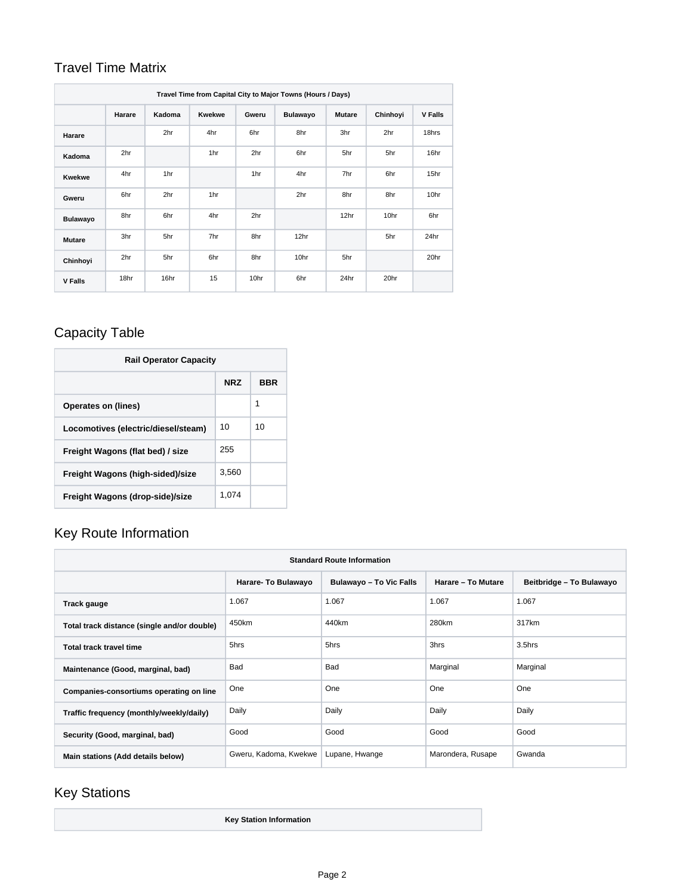## Travel Time Matrix

| Travel Time from Capital City to Major Towns (Hours / Days) | | | | | | | | |
|---|---|---|---|---|---|---|---|---|
| | **Harare** | **Kadoma** | **Kwekwe** | **Gweru** | **Bulawayo** | **Mutare** | **Chinhoyi** | **V Falls** |
| **Harare** | | 2hr | 4hr | 6hr | 8hr | 3hr | 2hr | 18hrs |
| **Kadoma** | 2hr | | 1hr | 2hr | 6hr | 5hr | 5hr | 16hr |
| **Kwekwe** | 4hr | 1hr | | 1hr | 4hr | 7hr | 6hr | 15hr |
| **Gweru** | 6hr | 2hr | 1hr | | 2hr | 8hr | 8hr | 10hr |
| **Bulawayo** | 8hr | 6hr | 4hr | 2hr | | 12hr | 10hr | 6hr |
| **Mutare** | 3hr | 5hr | 7hr | 8hr | 12hr | | 5hr | 24hr |
| **Chinhoyi** | 2hr | 5hr | 6hr | 8hr | 10hr | 5hr | | 20hr |
| **V Falls** | 18hr | 16hr | 15 | 10hr | 6hr | 24hr | 20hr | |

## Capacity Table

| Rail Operator Capacity | | |
|---|---|---|
| | **NRZ** | **BBR** |
| **Operates on (lines)** | | 1 |
| **Locomotives (electric/diesel/steam)** | 10 | 10 |
| **Freight Wagons (flat bed) / size** | 255 | |
| **Freight Wagons (high-sided)/size** | 3,560 | |
| **Freight Wagons (drop-side)/size** | 1,074 | |

## Key Route Information

| Standard Route Information | | | | |
|---|---|---|---|---|
| | **Harare- To Bulawayo** | **Bulawayo – To Vic Falls** | **Harare – To Mutare** | **Beitbridge – To Bulawayo** |
| **Track gauge** | 1.067 | 1.067 | 1.067 | 1.067 |
| **Total track distance (single and/or double)** | 450km | 440km | 280km | 317km |
| **Total track travel time** | 5hrs | 5hrs | 3hrs | 3.5hrs |
| **Maintenance (Good, marginal, bad)** | Bad | Bad | Marginal | Marginal |
| **Companies-consortiums operating on line** | One | One | One | One |
| **Traffic frequency (monthly/weekly/daily)** | Daily | Daily | Daily | Daily |
| **Security (Good, marginal, bad)** | Good | Good | Good | Good |
| **Main stations (Add details below)** | Gweru, Kadoma, Kwekwe | Lupane, Hwange | Marondera, Rusape | Gwanda |

## Key Stations

| Key Station Information |
|---|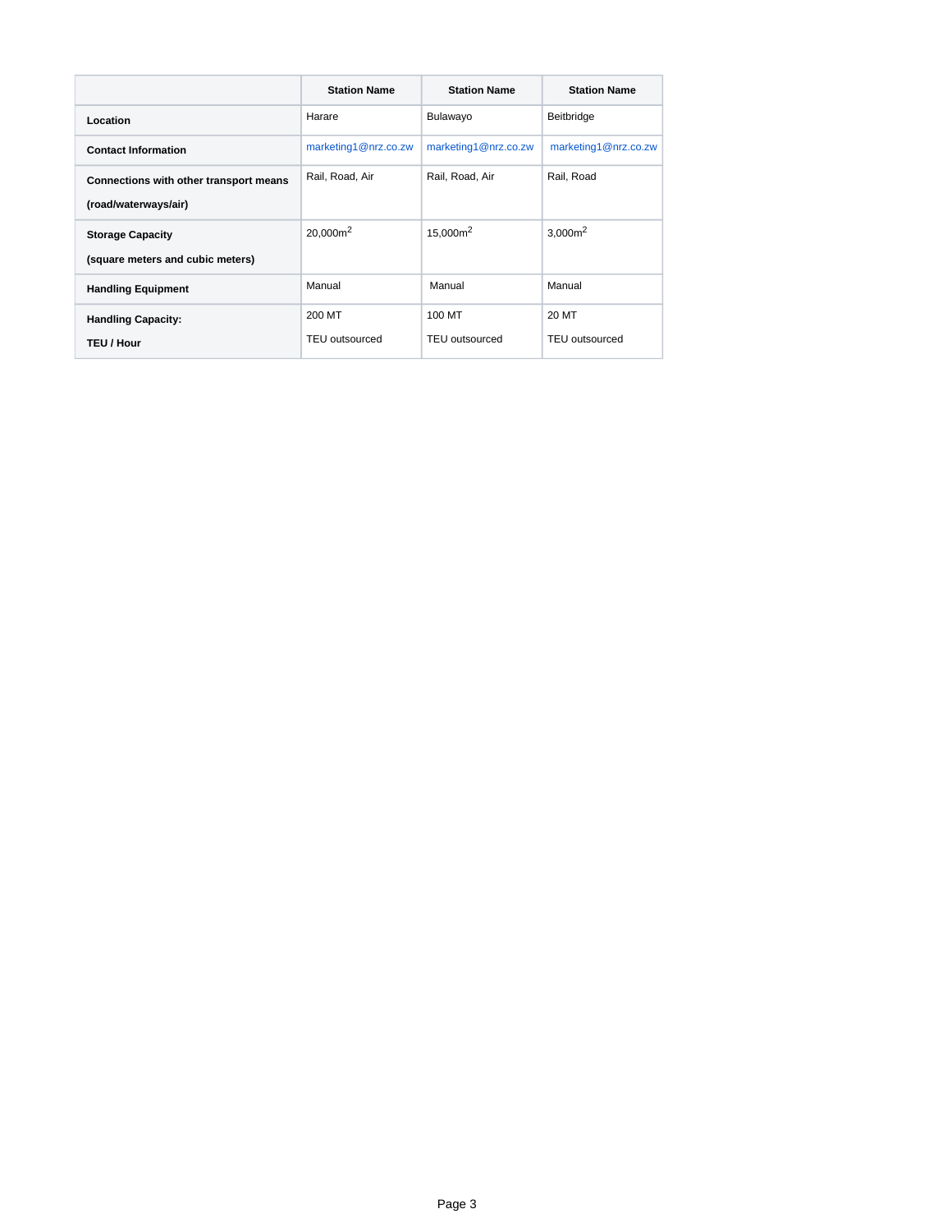| | Station Name | Station Name | Station Name |
|---|---|---|---|
| **Location** | Harare | Bulawayo | Beitbridge |
| **Contact Information** | marketing1@nrz.co.zw | marketing1@nrz.co.zw | marketing1@nrz.co.zw |
| **Connections with other transport means (road/waterways/air)** | Rail, Road, Air | Rail, Road, Air | Rail, Road |
| **Storage Capacity (square meters and cubic meters)** | 20,000$m^2$ | 15,000$m^2$ | 3,000$m^2$ |
| **Handling Equipment** | Manual | Manual | Manual |
| **Handling Capacity: TEU / Hour** | 200 MT<br>TEU outsourced | 100 MT<br>TEU outsourced | 20 MT<br>TEU outsourced |